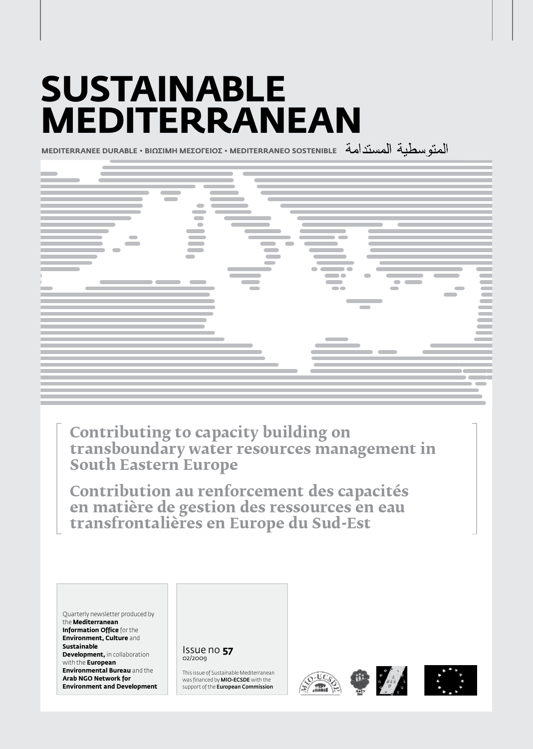# SUSTAINABLE MEDITERRANEAN

MEDITERRANEE DURABLE • ΒΙΩΣΙΜΗ ΜΕΣΟΓΕΙΟΣ • MEDITERRANEO SOSTENIBLE المتوسطية المستدامة

## Contributing to capacity building on transboundary water resources management in South Eastern Europe

## Contribution au renforcement des capacités en matière de gestion des ressources en eau transfrontalières en Europe du Sud-Est

Quarterly newsletter produced by the **Mediterranean Information Office** for the **Environment, Culture** and **Sustainable Development,** in collaboration with the **European Environmental Bureau** and the **Arab NGO Network for Environment and Development**

Issue no **57**
02/2009

This issue of Sustainable Mediterranean was financed by **MIO-ECSDE** with the support of the **European Commission**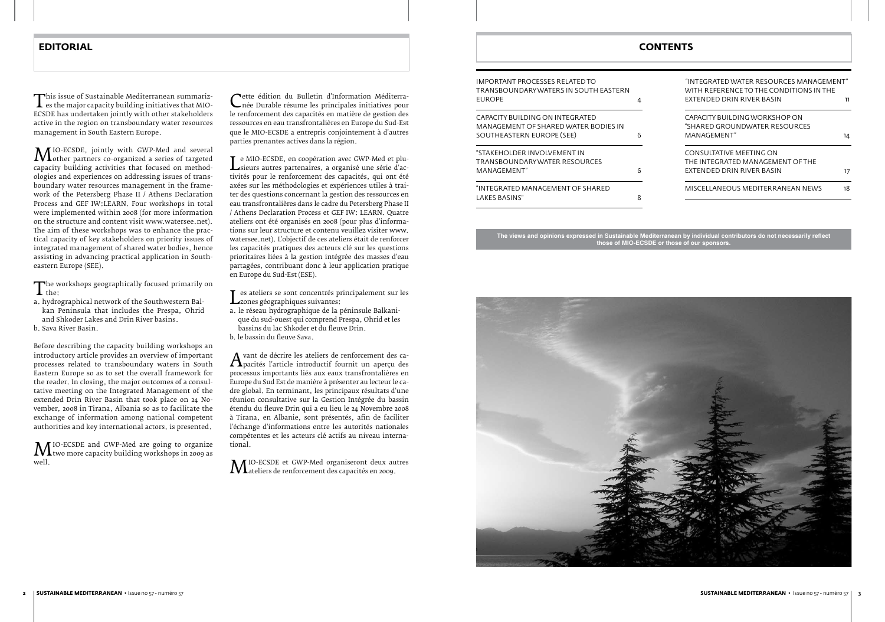## EDITORIAL

This issue of Sustainable Mediterranean summarizes the major capacity building initiatives that MIO-ECSDE has undertaken jointly with other stakeholders active in the region on transboundary water resources management in South Eastern Europe.

MIO-ECSDE, jointly with GWP-Med and several other partners co-organized a series of targeted capacity building activities that focused on methodologies and experiences on addressing issues of transboundary water resources management in the framework of the Petersberg Phase II / Athens Declaration Process and GEF IW:LEARN. Four workshops in total were implemented within 2008 (for more information on the structure and content visit www.watersee.net). The aim of these workshops was to enhance the practical capacity of key stakeholders on priority issues of integrated management of shared water bodies, hence assisting in advancing practical application in South-eastern Europe (SEE).

The workshops geographically focused primarily on the:

a. hydrographical network of the Southwestern Balkan Peninsula that includes the Prespa, Ohrid and Shkoder Lakes and Drin River basins.
b. Sava River Basin.

Before describing the capacity building workshops an introductory article provides an overview of important processes related to transboundary waters in South Eastern Europe so as to set the overall framework for the reader. In closing, the major outcomes of a consultative meeting on the Integrated Management of the extended Drin River Basin that took place on 24 November, 2008 in Tirana, Albania so as to facilitate the exchange of information among national competent authorities and key international actors, is presented.

MIO-ECSDE and GWP-Med are going to organize two more capacity building workshops in 2009 as well.

Cette édition du Bulletin d'Information Méditerranée Durable résume les principales initiatives pour le renforcement des capacités en matière de gestion des ressources en eau transfrontalières en Europe du Sud-Est que le MIO-ECSDE a entrepris conjointement à d'autres parties prenantes actives dans la région.

Le MIO-ECSDE, en coopération avec GWP-Med et plusieurs autres partenaires, a organisé une série d'activités pour le renforcement des capacités, qui ont été axées sur les méthodologies et expériences utiles à traiter des questions concernant la gestion des ressources en eau transfrontalières dans le cadre du Petersberg Phase II / Athens Declaration Process et GEF IW: LEARN. Quatre ateliers ont été organisés en 2008 (pour plus d'informations sur leur structure et contenu veuillez visiter www.watersee.net). L'objectif de ces ateliers était de renforcer les capacités pratiques des acteurs clé sur les questions prioritaires liées à la gestion intégrée des masses d'eau partagées, contribuant donc à leur application pratique en Europe du Sud-Est (ESE).

Les ateliers se sont concentrés principalement sur les zones géographiques suivantes:

a. le réseau hydrographique de la péninsule Balkanique du sud-ouest qui comprend Prespa, Ohrid et les bassins du lac Shkoder et du fleuve Drin.
b. le bassin du fleuve Sava.

Avant de décrire les ateliers de renforcement des capacités l'article introductif fournit un aperçu des processus importants liés aux eaux transfrontalières en Europe du Sud Est de manière à présenter au lecteur le cadre global. En terminant, les principaux résultats d'une réunion consultative sur la Gestion Intégrée du bassin étendu du fleuve Drin qui a eu lieu le 24 Novembre 2008 à Tirana, en Albanie, sont présentés, afin de faciliter l'échange d'informations entre les autorités nationales compétentes et les acteurs clé actifs au niveau international.

MIO-ECSDE et GWP-Med organiseront deux autres ateliers de renforcement des capacités en 2009.

## CONTENTS

| | |
|---|---|
| IMPORTANT PROCESSES RELATED TO TRANSBOUNDARY WATERS IN SOUTH EASTERN EUROPE | 4 |
| CAPACITY BUILDING ON INTEGRATED MANAGEMENT OF SHARED WATER BODIES IN SOUTHEASTERN EUROPE (SEE) | 6 |
| "STAKEHOLDER INVOLVEMENT IN TRANSBOUNDARY WATER RESOURCES MANAGEMENT" | 6 |
| "INTEGRATED MANAGEMENT OF SHARED LAKES BASINS" | 8 |
| "INTEGRATED WATER RESOURCES MANAGEMENT" WITH REFERENCE TO THE CONDITIONS IN THE EXTENDED DRIN RIVER BASIN | 11 |
| CAPACITY BUILDING WORKSHOP ON "SHARED GROUNDWATER RESOURCES MANAGEMENT" | 14 |
| CONSULTATIVE MEETING ON THE INTEGRATED MANAGEMENT OF THE EXTENDED DRIN RIVER BASIN | 17 |
| MISCELLANEOUS MEDITERRANEAN NEWS | 18 |

**The views and opinions expressed in Sustainable Mediterranean by individual contributors do not necessarily reflect those of MIO-ECSDE or those of our sponsors.**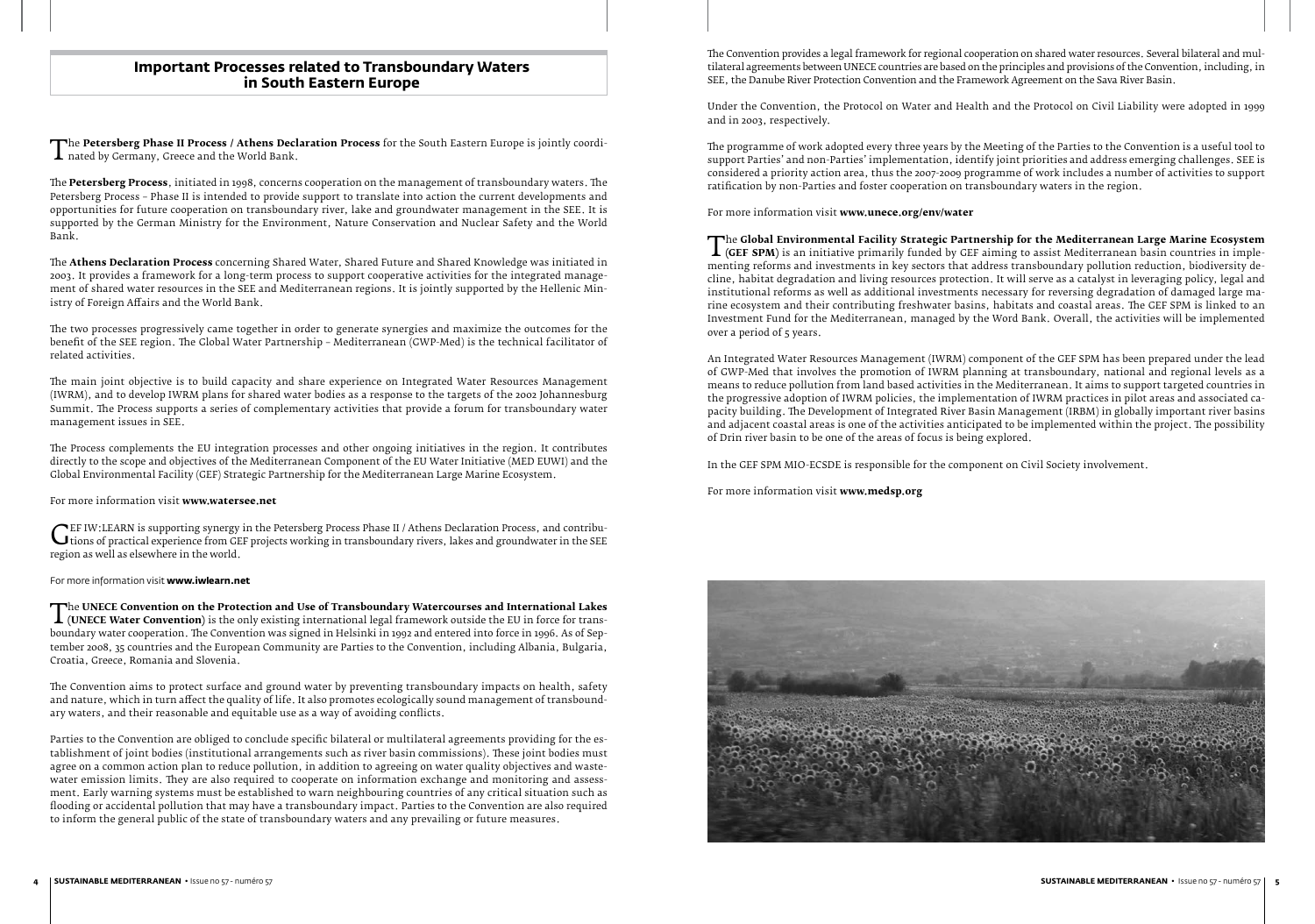## Important Processes related to Transboundary Waters in South Eastern Europe

The **Petersberg Phase II Process / Athens Declaration Process** for the South Eastern Europe is jointly coordinated by Germany, Greece and the World Bank.

The **Petersberg Process**, initiated in 1998, concerns cooperation on the management of transboundary waters. The Petersberg Process – Phase II is intended to provide support to translate into action the current developments and opportunities for future cooperation on transboundary river, lake and groundwater management in the SEE. It is supported by the German Ministry for the Environment, Nature Conservation and Nuclear Safety and the World Bank.

The **Athens Declaration Process** concerning Shared Water, Shared Future and Shared Knowledge was initiated in 2003. It provides a framework for a long-term process to support cooperative activities for the integrated management of shared water resources in the SEE and Mediterranean regions. It is jointly supported by the Hellenic Ministry of Foreign Affairs and the World Bank.

The two processes progressively came together in order to generate synergies and maximize the outcomes for the benefit of the SEE region. The Global Water Partnership – Mediterranean (GWP-Med) is the technical facilitator of related activities.

The main joint objective is to build capacity and share experience on Integrated Water Resources Management (IWRM), and to develop IWRM plans for shared water bodies as a response to the targets of the 2002 Johannesburg Summit. The Process supports a series of complementary activities that provide a forum for transboundary water management issues in SEE.

The Process complements the EU integration processes and other ongoing initiatives in the region. It contributes directly to the scope and objectives of the Mediterranean Component of the EU Water Initiative (MED EUWI) and the Global Environmental Facility (GEF) Strategic Partnership for the Mediterranean Large Marine Ecosystem.

For more information visit **www.watersee.net**

GEF IW:LEARN is supporting synergy in the Petersberg Process Phase II / Athens Declaration Process, and contributions of practical experience from GEF projects working in transboundary rivers, lakes and groundwater in the SEE region as well as elsewhere in the world.

For more information visit **www.iwlearn.net**

The **UNECE Convention on the Protection and Use of Transboundary Watercourses and International Lakes (UNECE Water Convention)** is the only existing international legal framework outside the EU in force for transboundary water cooperation. The Convention was signed in Helsinki in 1992 and entered into force in 1996. As of September 2008, 35 countries and the European Community are Parties to the Convention, including Albania, Bulgaria, Croatia, Greece, Romania and Slovenia.

The Convention aims to protect surface and ground water by preventing transboundary impacts on health, safety and nature, which in turn affect the quality of life. It also promotes ecologically sound management of transboundary waters, and their reasonable and equitable use as a way of avoiding conflicts.

Parties to the Convention are obliged to conclude specific bilateral or multilateral agreements providing for the establishment of joint bodies (institutional arrangements such as river basin commissions). These joint bodies must agree on a common action plan to reduce pollution, in addition to agreeing on water quality objectives and wastewater emission limits. They are also required to cooperate on information exchange and monitoring and assessment. Early warning systems must be established to warn neighbouring countries of any critical situation such as flooding or accidental pollution that may have a transboundary impact. Parties to the Convention are also required to inform the general public of the state of transboundary waters and any prevailing or future measures.

The Convention provides a legal framework for regional cooperation on shared water resources. Several bilateral and multilateral agreements between UNECE countries are based on the principles and provisions of the Convention, including, in SEE, the Danube River Protection Convention and the Framework Agreement on the Sava River Basin.

Under the Convention, the Protocol on Water and Health and the Protocol on Civil Liability were adopted in 1999 and in 2003, respectively.

The programme of work adopted every three years by the Meeting of the Parties to the Convention is a useful tool to support Parties' and non-Parties' implementation, identify joint priorities and address emerging challenges. SEE is considered a priority action area, thus the 2007-2009 programme of work includes a number of activities to support ratification by non-Parties and foster cooperation on transboundary waters in the region.

For more information visit **www.unece.org/env/water**

The **Global Environmental Facility Strategic Partnership for the Mediterranean Large Marine Ecosystem (GEF SPM)** is an initiative primarily funded by GEF aiming to assist Mediterranean basin countries in implementing reforms and investments in key sectors that address transboundary pollution reduction, biodiversity decline, habitat degradation and living resources protection. It will serve as a catalyst in leveraging policy, legal and institutional reforms as well as additional investments necessary for reversing degradation of damaged large marine ecosystem and their contributing freshwater basins, habitats and coastal areas. The GEF SPM is linked to an Investment Fund for the Mediterranean, managed by the Word Bank. Overall, the activities will be implemented over a period of 5 years.

An Integrated Water Resources Management (IWRM) component of the GEF SPM has been prepared under the lead of GWP-Med that involves the promotion of IWRM planning at transboundary, national and regional levels as a means to reduce pollution from land based activities in the Mediterranean. It aims to support targeted countries in the progressive adoption of IWRM policies, the implementation of IWRM practices in pilot areas and associated capacity building. The Development of Integrated River Basin Management (IRBM) in globally important river basins and adjacent coastal areas is one of the activities anticipated to be implemented within the project. The possibility of Drin river basin to be one of the areas of focus is being explored.

In the GEF SPM MIO-ECSDE is responsible for the component on Civil Society involvement.

For more information visit **www.medsp.org**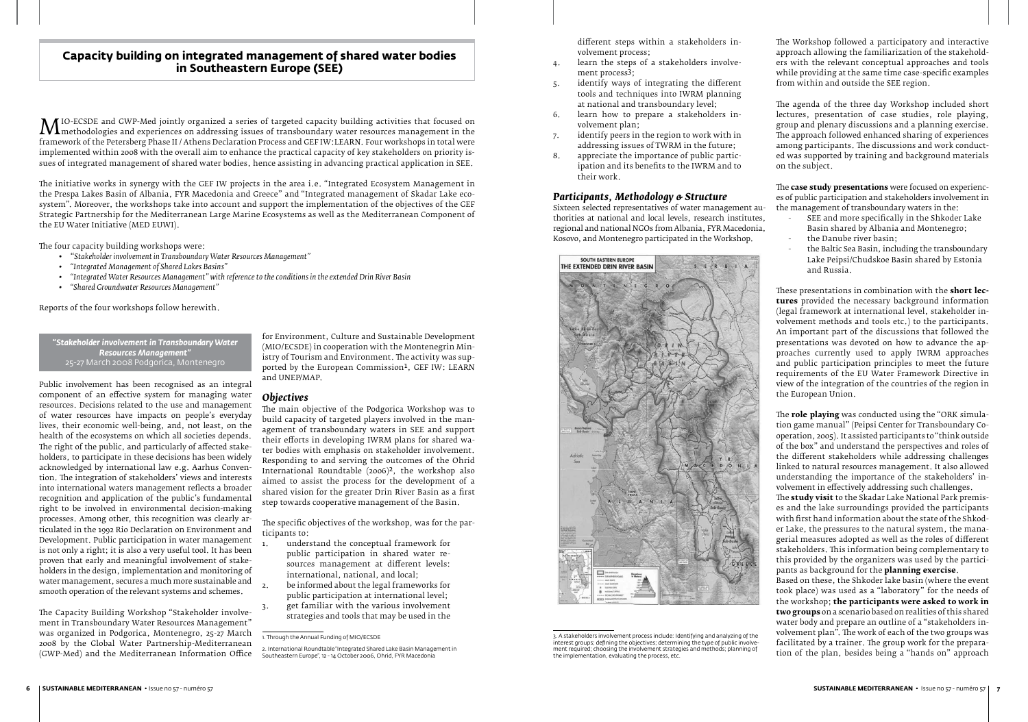## Capacity building on integrated management of shared water bodies in Southeastern Europe (SEE)

MIO-ECSDE and GWP-Med jointly organized a series of targeted capacity building activities that focused on methodologies and experiences on addressing issues of transboundary water resources management in the framework of the Petersberg Phase II / Athens Declaration Process and GEF IW:LEARN. Four workshops in total were implemented within 2008 with the overall aim to enhance the practical capacity of key stakeholders on priority issues of integrated management of shared water bodies, hence assisting in advancing practical application in SEE.

The initiative works in synergy with the GEF IW projects in the area i.e. "Integrated Ecosystem Management in the Prespa Lakes Basin of Albania, FYR Macedonia and Greece" and "Integrated management of Skadar Lake ecosystem". Moreover, the workshops take into account and support the implementation of the objectives of the GEF Strategic Partnership for the Mediterranean Large Marine Ecosystems as well as the Mediterranean Component of the EU Water Initiative (MED EUWI).

The four capacity building workshops were:

- *"Stakeholder involvement in Transboundary Water Resources Management"*
- *"Integrated Management of Shared Lakes Basins"*
- *"Integrated Water Resources Management" with reference to the conditions in the extended Drin River Basin*
- *"Shared Groundwater Resources Management"*

Reports of the four workshops follow herewith.

### *"Stakeholder involvement in Transboundary Water Resources Management"*
25-27 March 2008 Podgorica, Montenegro

Public involvement has been recognised as an integral component of an effective system for managing water resources. Decisions related to the use and management of water resources have impacts on people's everyday lives, their economic well-being, and, not least, on the health of the ecosystems on which all societies depends. The right of the public, and particularly of affected stakeholders, to participate in these decisions has been widely acknowledged by international law e.g. Aarhus Convention. The integration of stakeholders' views and interests into international waters management reflects a broader recognition and application of the public's fundamental right to be involved in environmental decision-making processes. Among other, this recognition was clearly articulated in the 1992 Rio Declaration on Environment and Development. Public participation in water management is not only a right; it is also a very useful tool. It has been proven that early and meaningful involvement of stakeholders in the design, implementation and monitoring of water management, secures a much more sustainable and smooth operation of the relevant systems and schemes.

The Capacity Building Workshop "Stakeholder involvement in Transboundary Water Resources Management" was organized in Podgorica, Montenegro, 25-27 March 2008 by the Global Water Partnership-Mediterranean (GWP-Med) and the Mediterranean Information Office for Environment, Culture and Sustainable Development (MIO/ECSDE) in cooperation with the Montenegrin Ministry of Tourism and Environment. The activity was supported by the European Commission[1], GEF IW: LEARN and UNEP/MAP.

### *Objectives*

The main objective of the Podgorica Workshop was to build capacity of targeted players involved in the management of transboundary waters in SEE and support their efforts in developing IWRM plans for shared water bodies with emphasis on stakeholder involvement. Responding to and serving the outcomes of the Ohrid International Roundtable (2006)[2], the workshop also aimed to assist the process for the development of a shared vision for the greater Drin River Basin as a first step towards cooperative management of the Basin.

The specific objectives of the workshop, was for the participants to:

1. understand the conceptual framework for public participation in shared water resources management at different levels: international, national, and local;
2. be informed about the legal frameworks for public participation at international level;
3. get familiar with the various involvement strategies and tools that may be used in the different steps within a stakeholders involvement process;
4. learn the steps of a stakeholders involvement process[3];
5. identify ways of integrating the different tools and techniques into IWRM planning at national and transboundary level;
6. learn how to prepare a stakeholders involvement plan;
7. identify peers in the region to work with in addressing issues of TWRM in the future;
8. appreciate the importance of public participation and its benefits to the IWRM and to their work.

[1] Through the Annual Funding of MIO/ECSDE

[2] International Roundtable "Integrated Shared Lake Basin Management in Southeastern Europe", 12 - 14 October 2006, Ohrid, FYR Macedonia

### *Participants, Methodology & Structure*

Sixteen selected representatives of water management authorities at national and local levels, research institutes, regional and national NGOs from Albania, FYR Macedonia, Kosovo, and Montenegro participated in the Workshop.

[3] A stakeholders involvement process include: Identifying and analyzing of the interest groups; defining the objectives; determining the type of public involvement required; choosing the involvement strategies and methods; planning of the implementation, evaluating the process, etc.

The Workshop followed a participatory and interactive approach allowing the familiarization of the stakeholders with the relevant conceptual approaches and tools while providing at the same time case-specific examples from within and outside the SEE region.

The agenda of the three day Workshop included short lectures, presentation of case studies, role playing, group and plenary discussions and a planning exercise. The approach followed enhanced sharing of experiences among participants. The discussions and work conducted was supported by training and background materials on the subject.

The **case study presentations** were focused on experiences of public participation and stakeholders involvement in the management of transboundary waters in the:

- SEE and more specifically in the Shkoder Lake Basin shared by Albania and Montenegro;
- the Danube river basin;
- the Baltic Sea Basin, including the transboundary Lake Peipsi/Chudskoe Basin shared by Estonia and Russia.

These presentations in combination with the **short lectures** provided the necessary background information (legal framework at international level, stakeholder involvement methods and tools etc.) to the participants. An important part of the discussions that followed the presentations was devoted on how to advance the approaches currently used to apply IWRM approaches and public participation principles to meet the future requirements of the EU Water Framework Directive in view of the integration of the countries of the region in the European Union.

The **role playing** was conducted using the "ORK simulation game manual" (Peipsi Center for Transboundary Cooperation, 2005). It assisted participants to "think outside of the box" and understand the perspectives and roles of the different stakeholders while addressing challenges linked to natural resources management. It also allowed understanding the importance of the stakeholders' involvement in effectively addressing such challenges.

The **study visit** to the Skadar Lake National Park premises and the lake surroundings provided the participants with first hand information about the state of the Shkoder Lake, the pressures to the natural system, the managerial measures adopted as well as the roles of different stakeholders. This information being complementary to this provided by the organizers was used by the participants as background for the **planning exercise**.

Based on these, the Shkoder lake basin (where the event took place) was used as a "laboratory" for the needs of the workshop; **the participants were asked to work in two groups** on a scenario based on realities of this shared water body and prepare an outline of a "stakeholders involvement plan". The work of each of the two groups was facilitated by a trainer. The group work for the preparation of the plan, besides being a "hands on" approach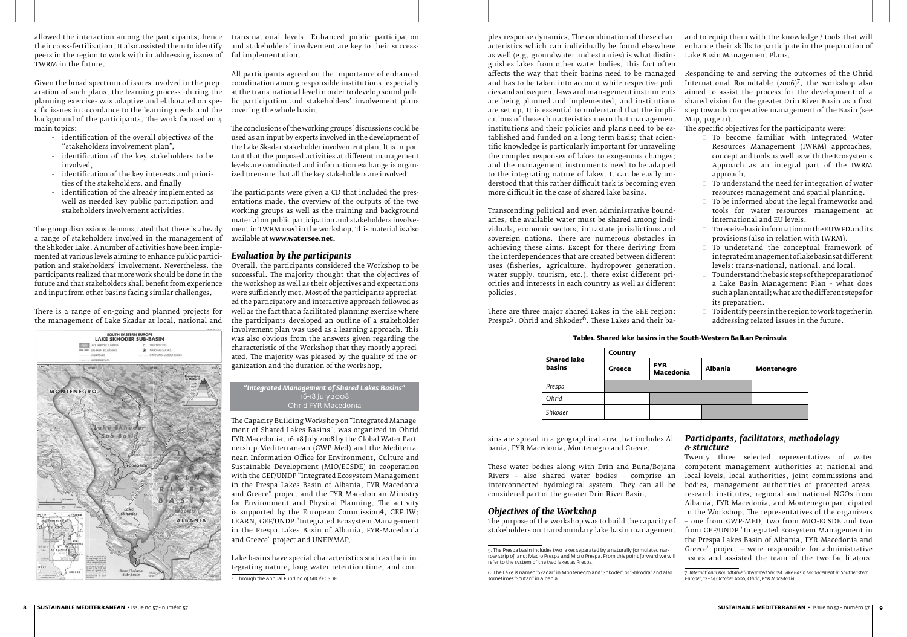allowed the interaction among the participants, hence their cross-fertilization. It also assisted them to identify peers in the region to work with in addressing issues of TWRM in the future.

Given the broad spectrum of issues involved in the preparation of such plans, the learning process -during the planning exercise- was adaptive and elaborated on specific issues in accordance to the learning needs and the background of the participants. The work focused on 4 main topics:

- identification of the overall objectives of the "stakeholders involvement plan",
- identification of the key stakeholders to be involved,
- identification of the key interests and priorities of the stakeholders, and finally
- identification of the already implemented as well as needed key public participation and stakeholders involvement activities.

The group discussions demonstrated that there is already a range of stakeholders involved in the management of the Shkoder Lake. A number of activities have been implemented at various levels aiming to enhance public participation and stakeholders' involvement. Nevertheless, the participants realized that more work should be done in the future and that stakeholders shall benefit from experience and input from other basins facing similar challenges.

There is a range of on-going and planned projects for the management of Lake Skadar at local, national and trans-national levels. Enhanced public participation and stakeholders' involvement are key to their successful implementation.

All participants agreed on the importance of enhanced coordination among responsible institutions, especially at the trans-national level in order to develop sound public participation and stakeholders' involvement plans covering the whole basin.

The conclusions of the working groups' discussions could be used as an input by experts involved in the development of the Lake Skadar stakeholder involvement plan. It is important that the proposed activities at different management levels are coordinated and information exchange is organized to ensure that all the key stakeholders are involved.

The participants were given a CD that included the presentations made, the overview of the outputs of the two working groups as well as the training and background material on public participation and stakeholders involvement in TWRM used in the workshop. This material is also available at **www.watersee.net.**

### *Evaluation by the participants*

Overall, the participants considered the Workshop to be successful. The majority thought that the objectives of the workshop as well as their objectives and expectations were sufficiently met. Most of the participants appreciated the participatory and interactive approach followed as well as the fact that a facilitated planning exercise where the participants developed an outline of a stakeholder involvement plan was used as a learning approach. This was also obvious from the answers given regarding the characteristic of the Workshop that they mostly appreciated. The majority was pleased by the quality of the organization and the duration of the workshop.

## *"Integrated Management of Shared Lakes Basins"*

16-18 July 2008
Ohrid FYR Macedonia

The Capacity Building Workshop on "Integrated Management of Shared Lakes Basins", was organized in Ohrid FYR Macedonia, 16-18 July 2008 by the Global Water Partnership-Mediterranean (GWP-Med) and the Mediterranean Information Office for Environment, Culture and Sustainable Development (MIO/ECSDE) in cooperation with the GEF/UNDP "Integrated Ecosystem Management in the Prespa Lakes Basin of Albania, FYR-Macedonia and Greece" project and the FYR Macedonian Ministry for Environment and Physical Planning. The activity is supported by the European Commission[4], GEF IW: LEARN, GEF/UNDP "Integrated Ecosystem Management in the Prespa Lakes Basin of Albania, FYR-Macedonia and Greece" project and UNEP/MAP.

Lake basins have special characteristics such as their integrating nature, long water retention time, and complex response dynamics. The combination of these characteristics which can individually be found elsewhere as well (e.g. groundwater and estuaries) is what distinguishes lakes from other water bodies. This fact often affects the way that their basins need to be managed and has to be taken into account while respective policies and subsequent laws and management instruments are being planned and implemented, and institutions are set up. It is essential to understand that the implications of these characteristics mean that management institutions and their policies and plans need to be established and funded on a long term basis; that scientific knowledge is particularly important for unraveling the complex responses of lakes to exogenous changes; and the management instruments need to be adapted to the integrating nature of lakes. It can be easily understood that this rather difficult task is becoming even more difficult in the case of shared lake basins.

Transcending political and even administrative boundaries, the available water must be shared among individuals, economic sectors, intrastate jurisdictions and sovereign nations. There are numerous obstacles in achieving these aims. Except for these deriving from the interdependences that are created between different uses (fisheries, agriculture, hydropower generation, water supply, tourism, etc.), there exist different priorities and interests in each country as well as different policies.

There are three major shared Lakes in the SEE region: Prespa[5], Ohrid and Shkoder[6]. These Lakes and their basins are spread in a geographical area that includes Albania, FYR Macedonia, Montenegro and Greece.

**Table1. Shared lake basins in the South-Western Balkan Peninsula**

| Shared lake basins | Country | | | |
|---|---|---|---|---|
| | Greece | FYR Macedonia | Albania | Montenegro |
| *Prespa* | ■ | ■ | ■ | |
| *Ohrid* | | ■ | ■ | |
| *Shkoder* | | | ■ | ■ |

These water bodies along with Drin and Buna/Bojana Rivers – also shared water bodies – comprise an interconnected hydrological system. They can all be considered part of the greater Drin River Basin.

### *Objectives of the Workshop*

The purpose of the workshop was to build the capacity of stakeholders on transboundary lake basin management and to equip them with the knowledge / tools that will enhance their skills to participate in the preparation of Lake Basin Management Plans.

Responding to and serving the outcomes of the Ohrid International Roundtable (2006)[7], the workshop also aimed to assist the process for the development of a shared vision for the greater Drin River Basin as a first step towards cooperative management of the Basin (see Map, page 21).

The specific objectives for the participants were:

- To become familiar with Integrated Water Resources Management (IWRM) approaches, concept and tools as well as with the Ecosystems Approach as an integral part of the IWRM approach.
- To understand the need for integration of water resources management and spatial planning.
- To be informed about the legal frameworks and tools for water resources management at international and EU levels.
- To receive basic information on the EU WFD and its provisions (also in relation with IWRM).
- To understand the conceptual framework of integrated management of lake basins at different levels: trans-national, national, and local.
- To understand the basic steps of the preparation of a Lake Basin Management Plan - what does such a plan entail; what are the different steps for its preparation.
- To identify peers in the region to work together in addressing related issues in the future.

### *Participants, facilitators, methodology & structure*

Twenty three selected representatives of water competent management authorities at national and local levels, local authorities, joint commissions and bodies, management authorities of protected areas, research institutes, regional and national NGOs from Albania, FYR Macedonia, and Montenegro participated in the Workshop. The representatives of the organizers – one from GWP-MED, two from MIO-ECSDE and two from GEF/UNDP "Integrated Ecosystem Management in the Prespa Lakes Basin of Albania, FYR-Macedonia and Greece" project – were responsible for administrative issues and assisted the team of the two facilitators,

---

4. Through the Annual Funding of MIO/ECSDE

5. The Prespa basin includes two lakes separated by a naturally formulated narrow strip of land: Macro Prespa and Micro Prespa. From this point forward we will refer to the system of the two lakes as Prespa.

6. The Lake is named "Skadar" in Montenegro and "Shkodër" or "Shkodra" and also sometimes "Scutari" in Albania.

7. *International Roundtable "Integrated Shared Lake Basin Management in Southeastern Europe", 12 - 14 October 2006, Ohrid, FYR Macedonia*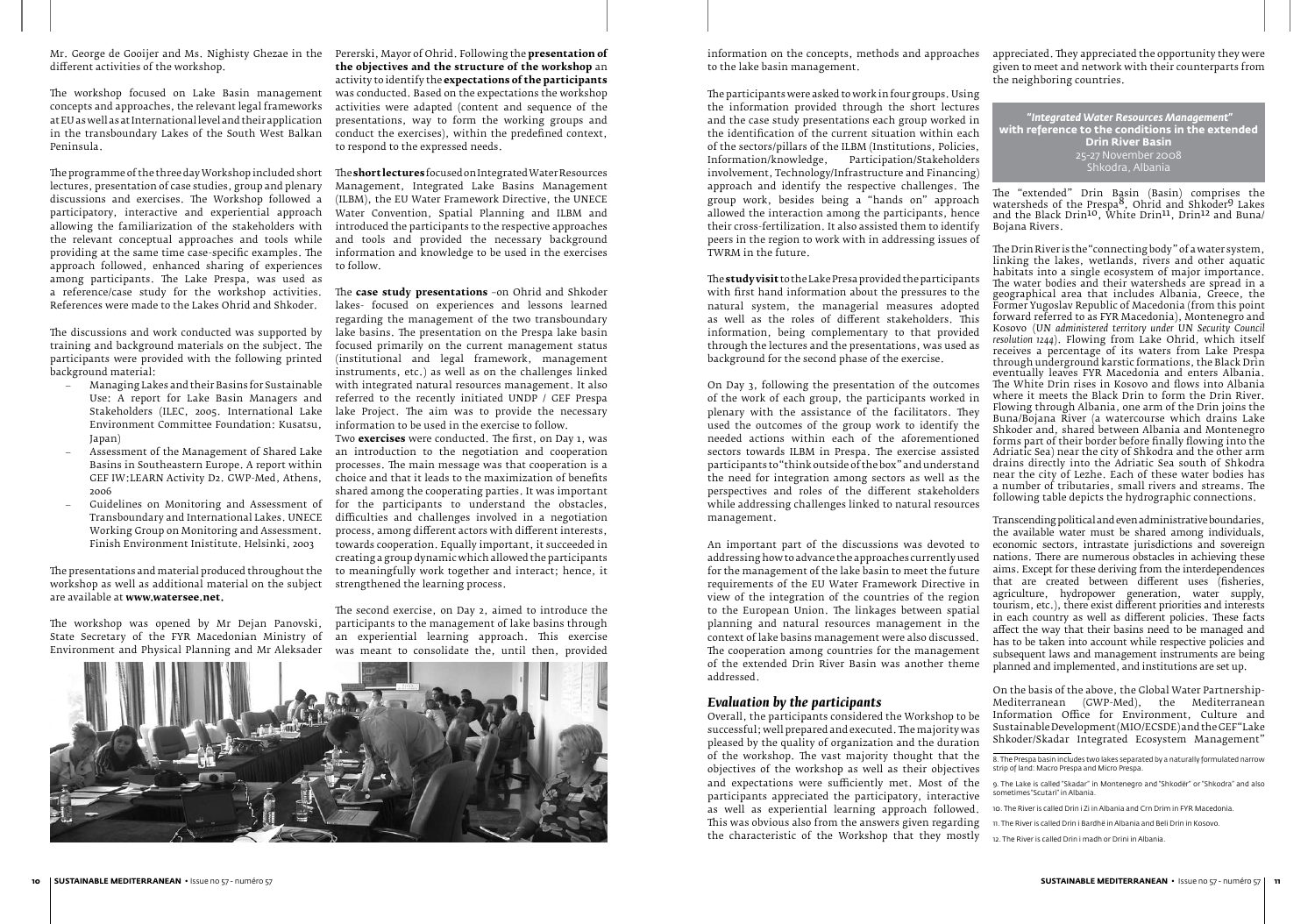Mr. George de Gooijer and Ms. Nighisty Ghezae in the different activities of the workshop.

The workshop focused on Lake Basin management concepts and approaches, the relevant legal frameworks at EU as well as at International level and their application in the transboundary Lakes of the South West Balkan Peninsula.

The programme of the three day Workshop included short lectures, presentation of case studies, group and plenary discussions and exercises. The Workshop followed a participatory, interactive and experiential approach allowing the familiarization of the stakeholders with the relevant conceptual approaches and tools while providing at the same time case-specific examples. The approach followed, enhanced sharing of experiences among participants. The Lake Prespa, was used as a reference/case study for the workshop activities. References were made to the Lakes Ohrid and Shkoder.

The discussions and work conducted was supported by training and background materials on the subject. The participants were provided with the following printed background material:

- Managing Lakes and their Basins for Sustainable Use: A report for Lake Basin Managers and Stakeholders (ILEC, 2005. International Lake Environment Committee Foundation: Kusatsu, Japan)
- Assessment of the Management of Shared Lake Basins in Southeastern Europe. A report within GEF IW:LEARN Activity D2. GWP-Med, Athens, 2006
- Guidelines on Monitoring and Assessment of Transboundary and International Lakes. UNECE Working Group on Monitoring and Assessment. Finish Environment Institute. Helsinki, 2003

The presentations and material produced throughout the workshop as well as additional material on the subject are available at **www.watersee.net.**

The workshop was opened by Mr Dejan Panovski, State Secretary of the FYR Macedonian Ministry of Environment and Physical Planning and Mr Aleksader Pererski, Mayor of Ohrid. Following the **presentation of the objectives and the structure of the workshop** an activity to identify the **expectations of the participants** was conducted. Based on the expectations the workshop activities were adapted (content and sequence of the presentations, way to form the working groups and conduct the exercises), within the predefined context, to respond to the expressed needs.

The **short lectures** focused on Integrated Water Resources Management, Integrated Lake Basins Management (ILBM), the EU Water Framework Directive, the UNECE Water Convention, Spatial Planning and ILBM and introduced the participants to the respective approaches and tools and provided the necessary background information and knowledge to be used in the exercises to follow.

The **case study presentations** –on Ohrid and Shkoder lakes- focused on experiences and lessons learned regarding the management of the two transboundary lake basins. The presentation on the Prespa lake basin focused primarily on the current management status (institutional and legal framework, management instruments, etc.) as well as on the challenges linked with integrated natural resources management. It also referred to the recently initiated UNDP / GEF Prespa lake Project. The aim was to provide the necessary information to be used in the exercise to follow.

Two **exercises** were conducted. The first, on Day 1, was an introduction to the negotiation and cooperation processes. The main message was that cooperation is a choice and that it leads to the maximization of benefits shared among the cooperating parties. It was important for the participants to understand the obstacles, difficulties and challenges involved in a negotiation process, among different actors with different interests, towards cooperation. Equally important, it succeeded in creating a group dynamic which allowed the participants to meaningfully work together and interact; hence, it strengthened the learning process.

The second exercise, on Day 2, aimed to introduce the participants to the management of lake basins through an experiential learning approach. This exercise was meant to consolidate the, until then, provided information on the concepts, methods and approaches to the lake basin management.

The participants were asked to work in four groups. Using the information provided through the short lectures and the case study presentations each group worked in the identification of the current situation within each of the sectors/pillars of the ILBM (Institutions, Policies, Information/knowledge, Participation/Stakeholders involvement, Technology/Infrastructure and Financing) approach and identify the respective challenges. The group work, besides being a "hands on" approach allowed the interaction among the participants, hence their cross-fertilization. It also assisted them to identify peers in the region to work with in addressing issues of TWRM in the future.

The **study visit** to the Lake Presa provided the participants with first hand information about the pressures to the natural system, the managerial measures adopted as well as the roles of different stakeholders. This information, being complementary to that provided through the lectures and the presentations, was used as background for the second phase of the exercise.

On Day 3, following the presentation of the outcomes of the work of each group, the participants worked in plenary with the assistance of the facilitators. They used the outcomes of the group work to identify the needed actions within each of the aforementioned sectors towards ILBM in Prespa. The exercise assisted participants to "think outside of the box" and understand the need for integration among sectors as well as the perspectives and roles of the different stakeholders while addressing challenges linked to natural resources management.

An important part of the discussions was devoted to addressing how to advance the approaches currently used for the management of the lake basin to meet the future requirements of the EU Water Framework Directive in view of the integration of the countries of the region to the European Union. The linkages between spatial planning and natural resources management in the context of lake basins management were also discussed. The cooperation among countries for the management of the extended Drin River Basin was another theme addressed.

## *Evaluation by the participants*

Overall, the participants considered the Workshop to be successful; well prepared and executed. The majority was pleased by the quality of organization and the duration of the workshop. The vast majority thought that the objectives of the workshop as well as their objectives and expectations were sufficiently met. Most of the participants appreciated the participatory, interactive as well as experiential learning approach followed. This was obvious also from the answers given regarding the characteristic of the Workshop that they mostly appreciated. They appreciated the opportunity they were given to meet and network with their counterparts from the neighboring countries.

***"Integrated Water Resources Management" with reference to the conditions in the extended Drin River Basin***
**25-27 November 2008**
**Shkodra, Albania**

The "extended" Drin Basin (Basin) comprises the watersheds of the Prespa[8], Ohrid and Shkoder[9] Lakes and the Black Drin[10], White Drin[11], Drin[12] and Buna/Bojana Rivers.

The Drin River is the "connecting body" of a water system, linking the lakes, wetlands, rivers and other aquatic habitats into a single ecosystem of major importance. The water bodies and their watersheds are spread in a geographical area that includes Albania, Greece, the Former Yugoslav Republic of Macedonia (from this point forward referred to as FYR Macedonia), Montenegro and Kosovo (*UN administered territory under UN Security Council resolution 1244*). Flowing from Lake Ohrid, which itself receives a percentage of its waters from Lake Prespa through underground karstic formations, the Black Drin eventually leaves FYR Macedonia and enters Albania. The White Drin rises in Kosovo and flows into Albania where it meets the Black Drin to form the Drin River. Flowing through Albania, one arm of the Drin joins the Buna/Bojana River (a watercourse which drains Lake Shkoder and, shared between Albania and Montenegro forms part of their border before finally flowing into the Adriatic Sea) near the city of Shkodra and the other arm drains directly into the Adriatic Sea south of Shkodra near the city of Lezhe. Each of these water bodies has a number of tributaries, small rivers and streams. The following table depicts the hydrographic connections.

Transcending political and even administrative boundaries, the available water must be shared among individuals, economic sectors, intrastate jurisdictions and sovereign nations. There are numerous obstacles in achieving these aims. Except for these deriving from the interdependences that are created between different uses (fisheries, agriculture, hydropower generation, water supply, tourism, etc.), there exist different priorities and interests in each country as well as different policies. These facts affect the way that their basins need to be managed and has to be taken into account while respective policies and subsequent laws and management instruments are being planned and implemented, and institutions are set up.

On the basis of the above, the Global Water Partnership-Mediterranean (GWP-Med), the Mediterranean Information Office for Environment, Culture and Sustainable Development (MIO/ECSDE) and the GEF "Lake Shkoder/Skadar Integrated Ecosystem Management"

---

8. The Prespa basin includes two lakes separated by a naturally formulated narrow strip of land: Macro Prespa and Micro Prespa.

9. The Lake is called "Skadar" in Montenegro and "Shkodër" or "Shkodra" and also sometimes "Scutari" in Albania.

10. The River is called Drin i Zi in Albania and Crn Drim in FYR Macedonia.

11. The River is called Drin i Bardhë in Albania and Beli Drin in Kosovo.

12. The River is called Drin i madh or Drini in Albania.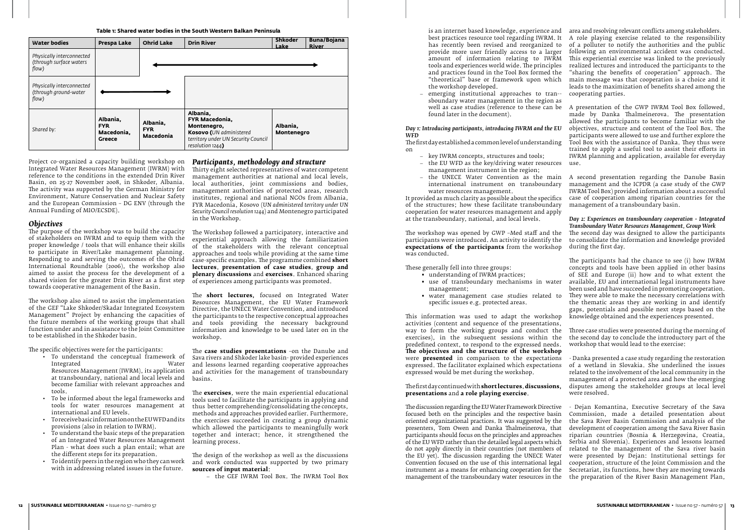**Table 1: Shared water bodies in the South Western Balkan Peninsula**

| Water bodies | Prespa Lake | Ohrid Lake | Drin River | Shkoder Lake | Buna/Bojana River |
|---|---|---|---|---|---|
| *Physically interconnected (through surface waters flow)* | | ← | → | → | → |
| *Physically interconnected (through ground-water flow)* | ← | → | | | |
| *Shared by:* | **Albania, FYR Macedonia, Greece** | **Albania, FYR Macedonia** | **Albania, FYR Macedonia, Montenegro, Kosovo (***UN administered territory under UN Security Council resolution 1244***)** | **Albania, Montenegro** | |

Project co-organized a capacity building workshop on Integrated Water Resources Management (IWRM) with reference to the conditions in the extended Drin River Basin, on 25-27 November 2008, in Shkoder, Albania. The activity was supported by the German Ministry for Environment, Nature Conservation and Nuclear Safety and the European Commission – DG ENV (through the Annual Funding of MIO/ECSDE).

## *Objectives*

The purpose of the workshop was to build the capacity of stakeholders on IWRM and to equip them with the proper knowledge / tools that will enhance their skills to participate in River/Lake management planning. Responding to and serving the outcomes of the Ohrid International Roundtable (2006), the workshop also aimed to assist the process for the development of a shared vision for the greater Drin River as a first step towards cooperative management of the Basin.

The workshop also aimed to assist the implementation of the GEF "Lake Shkoder/Skadar Integrated Ecosystem Management" Project by enhancing the capacities of the future members of the working groups that shall function under and in assistance to the Joint Committee to be established in the Shkoder basin.

The specific objectives were for the participants:

- To understand the conceptual framework of Integrated Water Resources Management (IWRM), its application at transboundary, national and local levels and become familiar with relevant approaches and tools.
- To be informed about the legal frameworks and tools for water resources management at international and EU levels.
- To receive basic information on the EU WFD and its provisions (also in relation to IWRM).
- To understand the basic steps of the preparation of an Integrated Water Resources Management Plan - what does such a plan entail; what are the different steps for its preparation.
- To identify peers in the region who they can work with in addressing related issues in the future.

## *Participants, methodology and structure*

Thirty eight selected representatives of water competent management authorities at national and local levels, local authorities, joint commissions and bodies, management authorities of protected areas, research institutes, regional and national NGOs from Albania, FYR Macedonia, Kosovo (*UN administered territory under UN Security Council resolution 1244*) and Montenegro participated in the Workshop.

The Workshop followed a participatory, interactive and experiential approach allowing the familiarization of the stakeholders with the relevant conceptual approaches and tools while providing at the same time case-specific examples. The programme combined **short lectures**, **presentation of case studies**, **group and plenary discussions** and **exercises**. Enhanced sharing of experiences among participants was promoted.

The **short lectures**, focused on Integrated Water Resources Management, the EU Water Framework Directive, the UNECE Water Convention, and introduced the participants to the respective conceptual approaches and tools providing the necessary background information and knowledge to be used later on in the workshop.

The **case studies presentations** –on the Danube and Sava rivers and Shkoder lake basin- provided experiences and lessons learned regarding cooperative approaches and activities for the management of transboundary basins.

The **exercises**, were the main experiential educational tools used to facilitate the participants in applying and thus better comprehending/consolidating the concepts, methods and approaches provided earlier. Furthermore, the exercises succeeded in creating a group dynamic which allowed the participants to meaningfully work together and interact; hence, it strengthened the learning process.

The design of the workshop as well as the discussions and work conducted was supported by two primary **sources of input material**:

- the GEF IWRM Tool Box. The IWRM Tool Box is an internet based knowledge, experience and best practices resource tool regarding IWRM. It has recently been revised and reorganized to provide more user friendly access to a larger amount of information relating to IWRM tools and experiences world wide. The principles and practices found in the Tool Box formed the "theoretical" base or framework upon which the workshop developed.
- emerging institutional approaches to transboundary water management in the region as well as case studies (reference to these can be found later in the document).

### *Day 1: Introducing participants, introducing IWRM and the EU WFD*

The first day established a common level of understanding on

- key IWRM concepts, structures and tools;
- the EU WFD as the key/driving water resources management instrument in the region;
- the UNECE Water Convention as the main international instrument on transboundary water resources management.

It provided as much clarity as possible about the specifics of the structures; how these facilitate transboundary cooperation for water resources management and apply at the transboundary, national, and local levels.

The workshop was opened by GWP –Med staff and the participants were introduced. An activity to identify the **expectations of the participants** from the workshop was conducted.

These generally fell into three groups:

- understanding of IWRM practices;
- use of transboundary mechanisms in water management;
- water management case studies related to specific issues e.g. protected areas.

This information was used to adapt the workshop activities (content and sequence of the presentations, way to form the working groups and conduct the exercises), in the subsequent sessions within the predefined context, to respond to the expressed needs. **The objectives and the structure of the workshop** were **presented** in comparison to the expectations expressed. The facilitator explained which expectations expressed would be met during the workshop.

The first day continued with **short lectures**, **discussions**, **presentations** and **a role playing exercise**.

The discussion regarding the EU Water Framework Directive focused both on the principles and the respective basin oriented organizational practices. It was suggested by the presenters, Tom Owen and Danka Thalmeinerova, that participants should focus on the principles and approaches of the EU WFD rather than the detailed legal aspects which do not apply directly in their countries (not members of the EU yet). The discussion regarding the UNECE Water Convention focused on the use of this international legal instrument as a means for enhancing cooperation for the management of the transboundary water resources in the area and resolving relevant conflicts among stakeholders. A role playing exercise related to the responsibility of a polluter to notify the authorities and the public following an environmental accident was conducted. This experiential exercise was linked to the previously realized lectures and introduced the participants to the "sharing the benefits of cooperation" approach. The main message was that cooperation is a choice and it leads to the maximization of benefits shared among the cooperating parties.

A presentation of the GWP IWRM Tool Box followed, made by Danka Thalmeinerova. The presentation allowed the participants to become familiar with the objectives, structure and content of the Tool Box. The participants were allowed to use and further explore the Tool Box with the assistance of Danka. They thus were trained to apply a useful tool to assist their efforts in IWRM planning and application, available for everyday use.

A second presentation regarding the Danube Basin management and the ICPDR (a case study of the GWP IWRM Tool Box) provided information about a successful case of cooperation among riparian countries for the management of a transboundary basin.

### *Day 2: Experiences on transboundary cooperation - Integrated Transboundary Water Resources Management, Group Work*

The second day was designed to allow the participants to consolidate the information and knowledge provided during the first day.

The participants had the chance to see (i) how IWRM concepts and tools have been applied in other basins of SEE and Europe (ii) how and to what extent the available, EU and international legal instruments have been used and have succeeded in promoting cooperation. They were able to make the necessary correlations with the thematic areas they are working in and identify gaps, potentials and possible next steps based on the knowledge obtained and the experiences presented.

Three case studies were presented during the morning of the second day to conclude the introductory part of the workshop that would lead to the exercise:

- Danka presented a case study regarding the restoration of a wetland in Slovakia. She underlined the issues related to the involvement of the local community in the management of a protected area and how the emerging disputes among the stakeholder groups at local level were resolved.

- Dejan Komantina, Executive Secretary of the Sava Commission, made a detailed presentation about the Sava River Basin Commission and analysis of the development of cooperation among the Sava River Basin riparian countries (Bosnia & Herzegovina, Croatia, Serbia and Slovenia). Experiences and lessons learned related to the management of the Sava river basin were presented by Dejan: Institutional settings for cooperation, structure of the Joint Commission and the Secretariat, its functions, how they are moving towards the preparation of the River Basin Management Plan,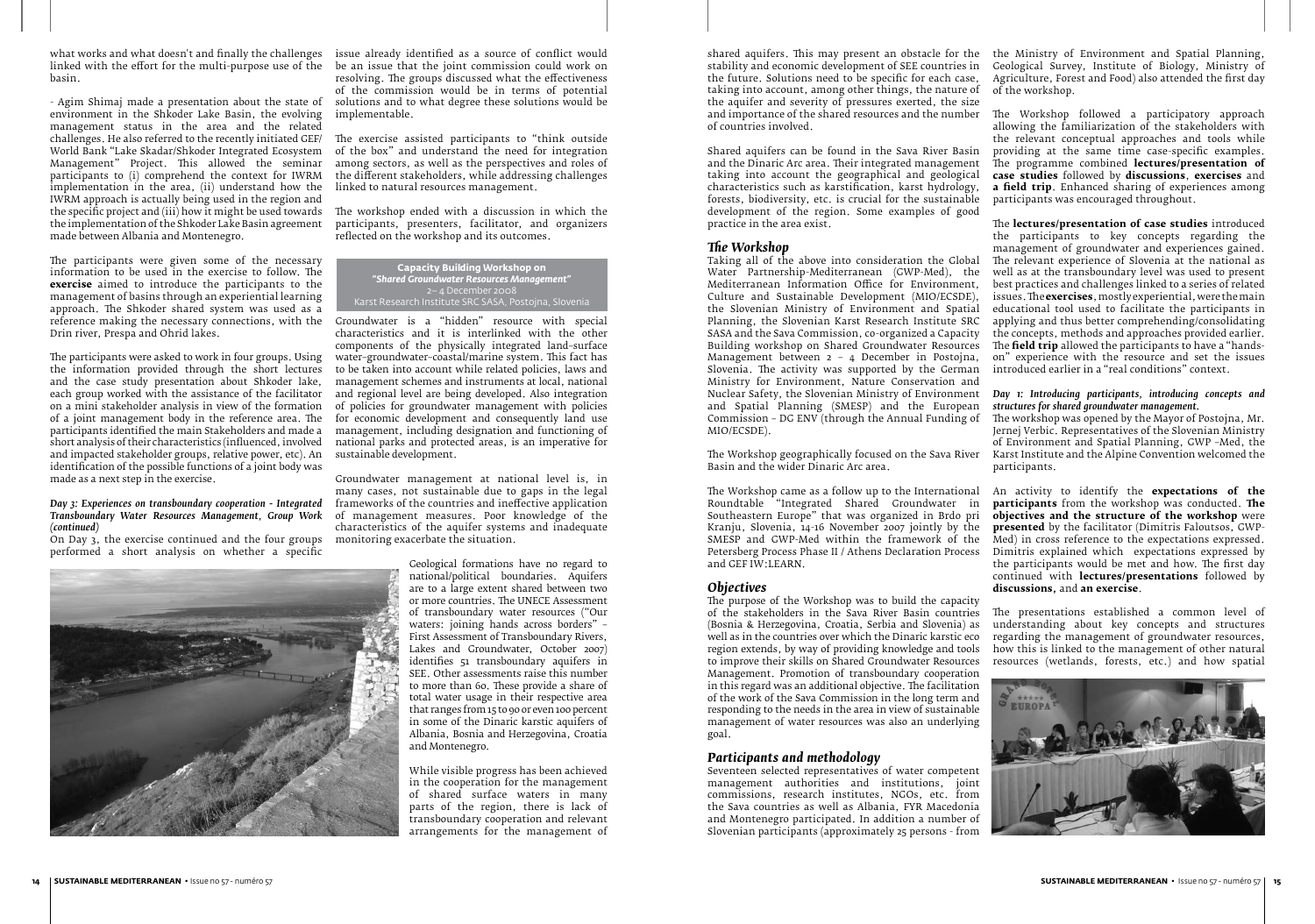what works and what doesn't and finally the challenges linked with the effort for the multi-purpose use of the basin.

- Agim Shimaj made a presentation about the state of environment in the Shkoder Lake Basin, the evolving management status in the area and the related challenges. He also referred to the recently initiated GEF/ World Bank "Lake Skadar/Shkoder Integrated Ecosystem Management" Project. This allowed the seminar participants to (i) comprehend the context for IWRM implementation in the area, (ii) understand how the IWRM approach is actually being used in the region and the specific project and (iii) how it might be used towards the implementation of the Shkoder Lake Basin agreement made between Albania and Montenegro.

The participants were given some of the necessary information to be used in the exercise to follow. The **exercise** aimed to introduce the participants to the management of basins through an experiential learning approach. The Shkoder shared system was used as a reference making the necessary connections, with the Drin river, Prespa and Ohrid lakes.

The participants were asked to work in four groups. Using the information provided through the short lectures and the case study presentation about Shkoder lake, each group worked with the assistance of the facilitator on a mini stakeholder analysis in view of the formation of a joint management body in the reference area. The participants identified the main Stakeholders and made a short analysis of their characteristics (influenced, involved and impacted stakeholder groups, relative power, etc). An identification of the possible functions of a joint body was made as a next step in the exercise.

*Day 3: Experiences on transboundary cooperation - Integrated Transboundary Water Resources Management, Group Work (continued)*

On Day 3, the exercise continued and the four groups performed a short analysis on whether a specific issue already identified as a source of conflict would be an issue that the joint commission could work on resolving. The groups discussed what the effectiveness of the commission would be in terms of potential solutions and to what degree these solutions would be implementable.

The exercise assisted participants to "think outside of the box" and understand the need for integration among sectors, as well as the perspectives and roles of the different stakeholders, while addressing challenges linked to natural resources management.

The workshop ended with a discussion in which the participants, presenters, facilitator, and organizers reflected on the workshop and its outcomes.

## Capacity Building Workshop on *"Shared Groundwater Resources Management"*

2– 4 December 2008
Karst Research Institute SRC SASA, Postojna, Slovenia

Groundwater is a "hidden" resource with special characteristics and it is interlinked with the other components of the physically integrated land-surface water-groundwater-coastal/marine system. This fact has to be taken into account while related policies, laws and management schemes and instruments at local, national and regional level are being developed. Also integration of policies for groundwater management with policies for economic development and consequently land use management, including designation and functioning of national parks and protected areas, is an imperative for sustainable development.

Groundwater management at national level is, in many cases, not sustainable due to gaps in the legal frameworks of the countries and ineffective application of management measures. Poor knowledge of the characteristics of the aquifer systems and inadequate monitoring exacerbate the situation.

Geological formations have no regard to national/political boundaries. Aquifers are to a large extent shared between two or more countries. The UNECE Assessment of transboundary water resources ("Our waters: joining hands across borders" – First Assessment of Transboundary Rivers, Lakes and Groundwater, October 2007) identifies 51 transboundary aquifers in SEE. Other assessments raise this number to more than 60. These provide a share of total water usage in their respective area that ranges from 15 to 90 or even 100 percent in some of the Dinaric karstic aquifers of Albania, Bosnia and Herzegovina, Croatia and Montenegro.

While visible progress has been achieved in the cooperation for the management of shared surface waters in many parts of the region, there is lack of transboundary cooperation and relevant arrangements for the management of shared aquifers. This may present an obstacle for the stability and economic development of SEE countries in the future. Solutions need to be specific for each case, taking into account, among other things, the nature of the aquifer and severity of pressures exerted, the size and importance of the shared resources and the number of countries involved.

Shared aquifers can be found in the Sava River Basin and the Dinaric Arc area. Their integrated management taking into account the geographical and geological characteristics such as karstification, karst hydrology, forests, biodiversity, etc. is crucial for the sustainable development of the region. Some examples of good practice in the area exist.

### *The Workshop*

Taking all of the above into consideration the Global Water Partnership-Mediterranean (GWP-Med), the Mediterranean Information Office for Environment, Culture and Sustainable Development (MIO/ECSDE), the Slovenian Ministry of Environment and Spatial Planning, the Slovenian Karst Research Institute SRC SASA and the Sava Commission, co-organized a Capacity Building workshop on Shared Groundwater Resources Management between 2 – 4 December in Postojna, Slovenia. The activity was supported by the German Ministry for Environment, Nature Conservation and Nuclear Safety, the Slovenian Ministry of Environment and Spatial Planning (SMESP) and the European Commission – DG ENV (through the Annual Funding of MIO/ECSDE).

The Workshop geographically focused on the Sava River Basin and the wider Dinaric Arc area.

The Workshop came as a follow up to the International Roundtable "Integrated Shared Groundwater in Southeastern Europe" that was organized in Brdo pri Kranju, Slovenia, 14-16 November 2007 jointly by the SMESP and GWP-Med within the framework of the Petersberg Process Phase II / Athens Declaration Process and GEF IW:LEARN.

### *Objectives*

The purpose of the Workshop was to build the capacity of the stakeholders in the Sava River Basin countries (Bosnia & Herzegovina, Croatia, Serbia and Slovenia) as well as in the countries over which the Dinaric karstic eco region extends, by way of providing knowledge and tools to improve their skills on Shared Groundwater Resources Management. Promotion of transboundary cooperation in this regard was an additional objective. The facilitation of the work of the Sava Commission in the long term and responding to the needs in the area in view of sustainable management of water resources was also an underlying goal.

### *Participants and methodology*

Seventeen selected representatives of water competent management authorities and institutions, joint commissions, research institutes, NGOs, etc. from the Sava countries as well as Albania, FYR Macedonia and Montenegro participated. In addition a number of Slovenian participants (approximately 25 persons - from the Ministry of Environment and Spatial Planning, Geological Survey, Institute of Biology, Ministry of Agriculture, Forest and Food) also attended the first day of the workshop.

The Workshop followed a participatory approach allowing the familiarization of the stakeholders with the relevant conceptual approaches and tools while providing at the same time case-specific examples. The programme combined **lectures/presentation of case studies** followed by **discussions**, **exercises** and **a field trip**. Enhanced sharing of experiences among participants was encouraged throughout.

The **lectures/presentation of case studies** introduced the participants to key concepts regarding the management of groundwater and experiences gained. The relevant experience of Slovenia at the national as well as at the transboundary level was used to present best practices and challenges linked to a series of related issues. The **exercises**, mostly experiential, were the main educational tool used to facilitate the participants in applying and thus better comprehending/consolidating the concepts, methods and approaches provided earlier. The **field trip** allowed the participants to have a "hands-on" experience with the resource and set the issues introduced earlier in a "real conditions" context.

*Day 1: Introducing participants, introducing concepts and structures for shared groundwater management.*

The workshop was opened by the Mayor of Postojna, Mr. Jernej Verbic. Representatives of the Slovenian Ministry of Environment and Spatial Planning, GWP -Med, the Karst Institute and the Alpine Convention welcomed the participants.

An activity to identify the **expectations of the participants** from the workshop was conducted. **The objectives and the structure of the workshop** were **presented** by the facilitator (Dimitris Faloutsos, GWP-Med) in cross reference to the expectations expressed. Dimitris explained which expectations expressed by the participants would be met and how. The first day continued with **lectures/presentations** followed by **discussions,** and **an exercise**.

The presentations established a common level of understanding about key concepts and structures regarding the management of groundwater resources, how this is linked to the management of other natural resources (wetlands, forests, etc.) and how spatial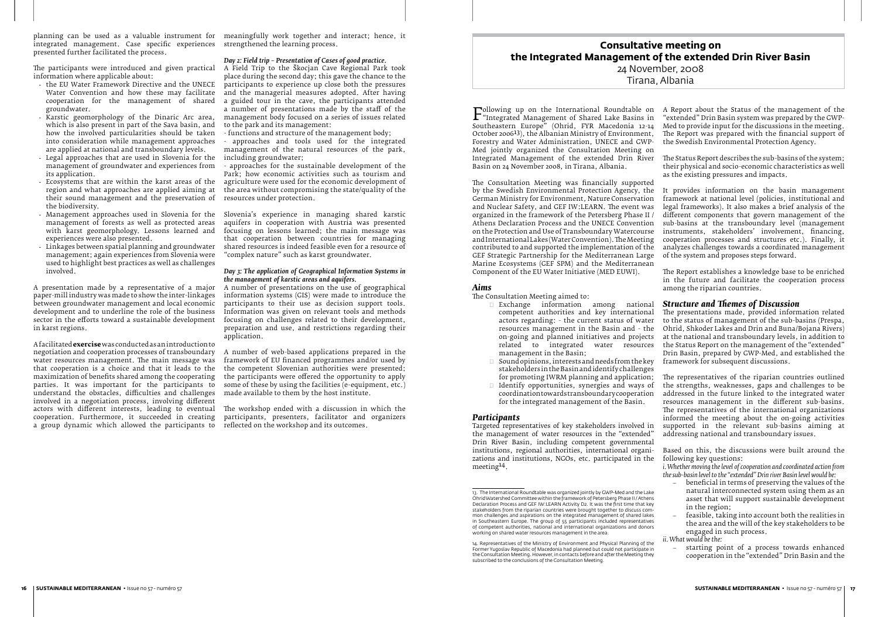planning can be used as a valuable instrument for integrated management. Case specific experiences presented further facilitated the process.

The participants were introduced and given practical information where applicable about:

- the EU Water Framework Directive and the UNECE Water Convention and how these may facilitate cooperation for the management of shared groundwater.
- Karstic geomorphology of the Dinaric Arc area, which is also present in part of the Sava basin, and how the involved particularities should be taken into consideration while management approaches are applied at national and transboundary levels.
- Legal approaches that are used in Slovenia for the management of groundwater and experiences from its application.
- Ecosystems that are within the karst areas of the region and what approaches are applied aiming at their sound management and the preservation of the biodiversity.
- Management approaches used in Slovenia for the management of forests as well as protected areas with karst geomorphology. Lessons learned and experiences were also presented.
- Linkages between spatial planning and groundwater management; again experiences from Slovenia were used to highlight best practices as well as challenges involved.

A presentation made by a representative of a major paper-mill industry was made to show the inter-linkages between groundwater management and local economic development and to underline the role of the business sector in the efforts toward a sustainable development in karst regions.

A facilitated **exercise** was conducted as an introduction to negotiation and cooperation processes of transboundary water resources management. The main message was that cooperation is a choice and that it leads to the maximization of benefits shared among the cooperating parties. It was important for the participants to understand the obstacles, difficulties and challenges involved in a negotiation process, involving different actors with different interests, leading to eventual cooperation. Furthermore, it succeeded in creating a group dynamic which allowed the participants to meaningfully work together and interact; hence, it strengthened the learning process.

*Day 2: Field trip – Presentation of Cases of good practice.*

A Field Trip to the Škocjan Cave Regional Park took place during the second day; this gave the chance to the participants to experience up close both the pressures and the managerial measures adopted. After having a guided tour in the cave, the participants attended a number of presentations made by the staff of the management body focused on a series of issues related to the park and its management:

- functions and structure of the management body;
- approaches and tools used for the integrated management of the natural resources of the park, including groundwater;
- approaches for the sustainable development of the Park; how economic activities such as tourism and agriculture were used for the economic development of the area without compromising the state/quality of the resources under protection.

Slovenia's experience in managing shared karstic aquifers in cooperation with Austria was presented focusing on lessons learned; the main message was that cooperation between countries for managing shared resources is indeed feasible even for a resource of "complex nature" such as karst groundwater.

*Day 3: The application of Geographical Information Systems in the management of karstic areas and aquifers.*

A number of presentations on the use of geographical information systems (GIS) were made to introduce the participants to their use as decision support tools. Information was given on relevant tools and methods focusing on challenges related to their development, preparation and use, and restrictions regarding their application.

A number of web-based applications prepared in the framework of EU financed programmes and/or used by the competent Slovenian authorities were presented; the participants were offered the opportunity to apply some of these by using the facilities (e-equipment, etc.) made available to them by the host institute.

The workshop ended with a discussion in which the participants, presenters, facilitator and organizers reflected on the workshop and its outcomes.

## Consultative meeting on the Integrated Management of the extended Drin River Basin

24 November, 2008
Tirana, Albania

Following up on the International Roundtable on "Integrated Management of Shared Lake Basins in Southeastern Europe" (Ohrid, FYR Macedonia 12-14 October 2006[13]), the Albanian Ministry of Environment, Forestry and Water Administration, UNECE and GWP-Med jointly organized the Consultation Meeting on Integrated Management of the extended Drin River Basin on 24 November 2008, in Tirana, Albania.

The Consultation Meeting was financially supported by the Swedish Environmental Protection Agency, the German Ministry for Environment, Nature Conservation and Nuclear Safety, and GEF IW:LEARN. The event was organized in the framework of the Petersberg Phase II / Athens Declaration Process and the UNECE Convention on the Protection and Use of Transboundary Watercourse and International Lakes (Water Convention). The Meeting contributed to and supported the implementation of the GEF Strategic Partnership for the Mediterranean Large Marine Ecosystems (GEF SPM) and the Mediterranean Component of the EU Water Initiative (MED EUWI).

### *Aims*

The Consultation Meeting aimed to:

- Exchange information among national competent authorities and key international actors regarding: - the current status of water resources management in the Basin and - the on-going and planned initiatives and projects related to integrated water resources management in the Basin;
- Sound opinions, interests and needs from the key stakeholders in the Basin and identify challenges for promoting IWRM planning and application;
- Identify opportunities, synergies and ways of coordination towards transboundary cooperation for the integrated management of the Basin.

### *Participants*

Targeted representatives of key stakeholders involved in the management of water resources in the "extended" Drin River Basin, including competent governmental institutions, regional authorities, international organizations and institutions, NGOs, etc. participated in the meeting[14].

A Report about the Status of the management of the "extended" Drin Basin system was prepared by the GWP-Med to provide input for the discussions in the meeting. The Report was prepared with the financial support of the Swedish Environmental Protection Agency.

The Status Report describes the sub-basins of the system; their physical and socio-economic characteristics as well as the existing pressures and impacts.

It provides information on the basin management framework at national level (policies, institutional and legal frameworks). It also makes a brief analysis of the different components that govern management of the sub-basins at the transboundary level (management instruments, stakeholders' involvement, financing, cooperation processes and structures etc.). Finally, it analyzes challenges towards a coordinated management of the system and proposes steps forward.

The Report establishes a knowledge base to be enriched in the future and facilitate the cooperation process among the riparian countries.

### *Structure and Themes of Discussion*

The presentations made, provided information related to the status of management of the sub-basins (Prespa, Ohrid, Shkoder Lakes and Drin and Buna/Bojana Rivers) at the national and transboundary levels, in addition to the Status Report on the management of the "extended" Drin Basin, prepared by GWP-Med, and established the framework for subsequent discussions.

The representatives of the riparian countries outlined the strengths, weaknesses, gaps and challenges to be addressed in the future linked to the integrated water resources management in the different sub-basins. The representatives of the international organizations informed the meeting about the on-going activities supported in the relevant sub-basins aiming at addressing national and transboundary issues.

Based on this, the discussions were built around the following key questions:

*i. Whether moving the level of cooperation and coordinated action from the sub-basin level to the "extended" Drin river Basin level would be:*

- beneficial in terms of preserving the values of the natural interconnected system using them as an asset that will support sustainable development in the region;
- feasible, taking into account both the realities in the area and the will of the key stakeholders to be engaged in such process.

*ii. What would be the:*

- starting point of a process towards enhanced cooperation in the "extended" Drin Basin and the

---

13. The International Roundtable was organized jointly by GWP-Med and the Lake Ohrid Watershed Committee within the framework of Petersberg Phase II / Athens Declaration Process and GEF IW:LEARN Activity D2. It was the first time that key stakeholders from the riparian countries were brought together to discuss common challenges and aspirations on the integrated management of shared lakes in Southeastern Europe. The group of 55 participants included representatives of competent authorities, national and international organizations and donors working on shared water resources management in the area.

14. Representatives of the Ministry of Environment and Physical Planning of the Former Yugoslav Republic of Macedonia had planned but could not participate in the Consultation Meeting. However, in contacts before and after the Meeting they subscribed to the conclusions of the Consultation Meeting.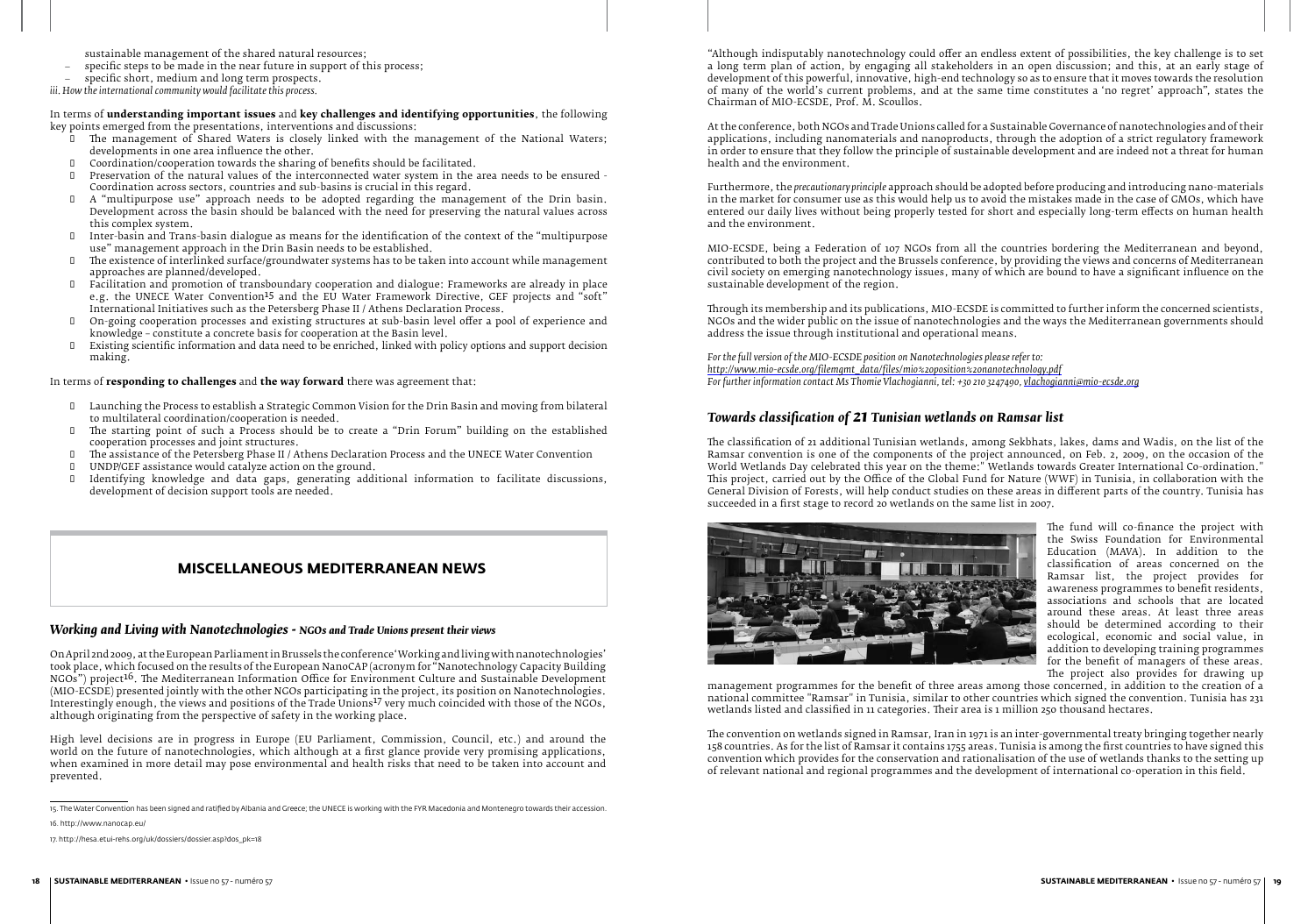sustainable management of the shared natural resources;

– specific steps to be made in the near future in support of this process;
– specific short, medium and long term prospects.

*iii. How the international community would facilitate this process.*

In terms of **understanding important issues** and **key challenges and identifying opportunities**, the following key points emerged from the presentations, interventions and discussions:

- The management of Shared Waters is closely linked with the management of the National Waters; developments in one area influence the other.
- Coordination/cooperation towards the sharing of benefits should be facilitated.
- Preservation of the natural values of the interconnected water system in the area needs to be ensured - Coordination across sectors, countries and sub-basins is crucial in this regard.
- A "multipurpose use" approach needs to be adopted regarding the management of the Drin basin. Development across the basin should be balanced with the need for preserving the natural values across this complex system.
- Inter-basin and Trans-basin dialogue as means for the identification of the context of the "multipurpose use" management approach in the Drin Basin needs to be established.
- The existence of interlinked surface/groundwater systems has to be taken into account while management approaches are planned/developed.
- Facilitation and promotion of transboundary cooperation and dialogue: Frameworks are already in place e.g. the UNECE Water Convention[15] and the EU Water Framework Directive, GEF projects and "soft" International Initiatives such as the Petersberg Phase II / Athens Declaration Process.
- On-going cooperation processes and existing structures at sub-basin level offer a pool of experience and knowledge – constitute a concrete basis for cooperation at the Basin level.
- Existing scientific information and data need to be enriched, linked with policy options and support decision making.

In terms of **responding to challenges** and **the way forward** there was agreement that:

- Launching the Process to establish a Strategic Common Vision for the Drin Basin and moving from bilateral to multilateral coordination/cooperation is needed.
- The starting point of such a Process should be to create a "Drin Forum" building on the established cooperation processes and joint structures.
- The assistance of the Petersberg Phase II / Athens Declaration Process and the UNECE Water Convention
- UNDP/GEF assistance would catalyze action on the ground.
- Identifying knowledge and data gaps, generating additional information to facilitate discussions, development of decision support tools are needed.

## MISCELLANEOUS MEDITERRANEAN NEWS

### *Working and Living with Nanotechnologies - NGOs and Trade Unions present their views*

On April 2nd 2009, at the European Parliament in Brussels the conference 'Working and living with nanotechnologies' took place, which focused on the results of the European NanoCAP (acronym for "Nanotechnology Capacity Building NGOs") project[16]. The Mediterranean Information Office for Environment Culture and Sustainable Development (MIO-ECSDE) presented jointly with the other NGOs participating in the project, its position on Nanotechnologies. Interestingly enough, the views and positions of the Trade Unions[17] very much coincided with those of the NGOs, although originating from the perspective of safety in the working place.

High level decisions are in progress in Europe (EU Parliament, Commission, Council, etc.) and around the world on the future of nanotechnologies, which although at a first glance provide very promising applications, when examined in more detail may pose environmental and health risks that need to be taken into account and prevented.

"Although indisputably nanotechnology could offer an endless extent of possibilities, the key challenge is to set a long term plan of action, by engaging all stakeholders in an open discussion; and this, at an early stage of development of this powerful, innovative, high-end technology so as to ensure that it moves towards the resolution of many of the world's current problems, and at the same time constitutes a 'no regret' approach", states the Chairman of MIO-ECSDE, Prof. M. Scoullos.

At the conference, both NGOs and Trade Unions called for a Sustainable Governance of nanotechnologies and of their applications, including nanomaterials and nanoproducts, through the adoption of a strict regulatory framework in order to ensure that they follow the principle of sustainable development and are indeed not a threat for human health and the environment.

Furthermore, the *precautionary principle* approach should be adopted before producing and introducing nano-materials in the market for consumer use as this would help us to avoid the mistakes made in the case of GMOs, which have entered our daily lives without being properly tested for short and especially long-term effects on human health and the environment.

MIO-ECSDE, being a Federation of 107 NGOs from all the countries bordering the Mediterranean and beyond, contributed to both the project and the Brussels conference, by providing the views and concerns of Mediterranean civil society on emerging nanotechnology issues, many of which are bound to have a significant influence on the sustainable development of the region.

Through its membership and its publications, MIO-ECSDE is committed to further inform the concerned scientists, NGOs and the wider public on the issue of nanotechnologies and the ways the Mediterranean governments should address the issue through institutional and operational means.

*For the full version of the MIO-ECSDE position on Nanotechnologies please refer to:*
*http://www.mio-ecsde.org/filemgmt_data/files/mio%20position%20onanotechnology.pdf*
*For further information contact Ms Thomie Vlachogianni, tel: +30 210 3247490, vlachogianni@mio-ecsde.org*

### *Towards classification of 21 Tunisian wetlands on Ramsar list*

The classification of 21 additional Tunisian wetlands, among Sekbhats, lakes, dams and Wadis, on the list of the Ramsar convention is one of the components of the project announced, on Feb. 2, 2009, on the occasion of the World Wetlands Day celebrated this year on the theme:" Wetlands towards Greater International Co-ordination." This project, carried out by the Office of the Global Fund for Nature (WWF) in Tunisia, in collaboration with the General Division of Forests, will help conduct studies on these areas in different parts of the country. Tunisia has succeeded in a first stage to record 20 wetlands on the same list in 2007.

The fund will co-finance the project with the Swiss Foundation for Environmental Education (MAVA). In addition to the classification of areas concerned on the Ramsar list, the project provides for awareness programmes to benefit residents, associations and schools that are located around these areas. At least three areas should be determined according to their ecological, economic and social value, in addition to developing training programmes for the benefit of managers of these areas. The project also provides for drawing up management programmes for the benefit of three areas among those concerned, in addition to the creation of a national committee "Ramsar" in Tunisia, similar to other countries which signed the convention. Tunisia has 231 wetlands listed and classified in 11 categories. Their area is 1 million 250 thousand hectares.

The convention on wetlands signed in Ramsar, Iran in 1971 is an inter-governmental treaty bringing together nearly 158 countries. As for the list of Ramsar it contains 1755 areas. Tunisia is among the first countries to have signed this convention which provides for the conservation and rationalisation of the use of wetlands thanks to the setting up of relevant national and regional programmes and the development of international co-operation in this field.

---

15. The Water Convention has been signed and ratified by Albania and Greece; the UNECE is working with the FYR Macedonia and Montenegro towards their accession.

16. http://www.nanocap.eu/

17. http://hesa.etui-rehs.org/uk/dossiers/dossier.asp?dos_pk=18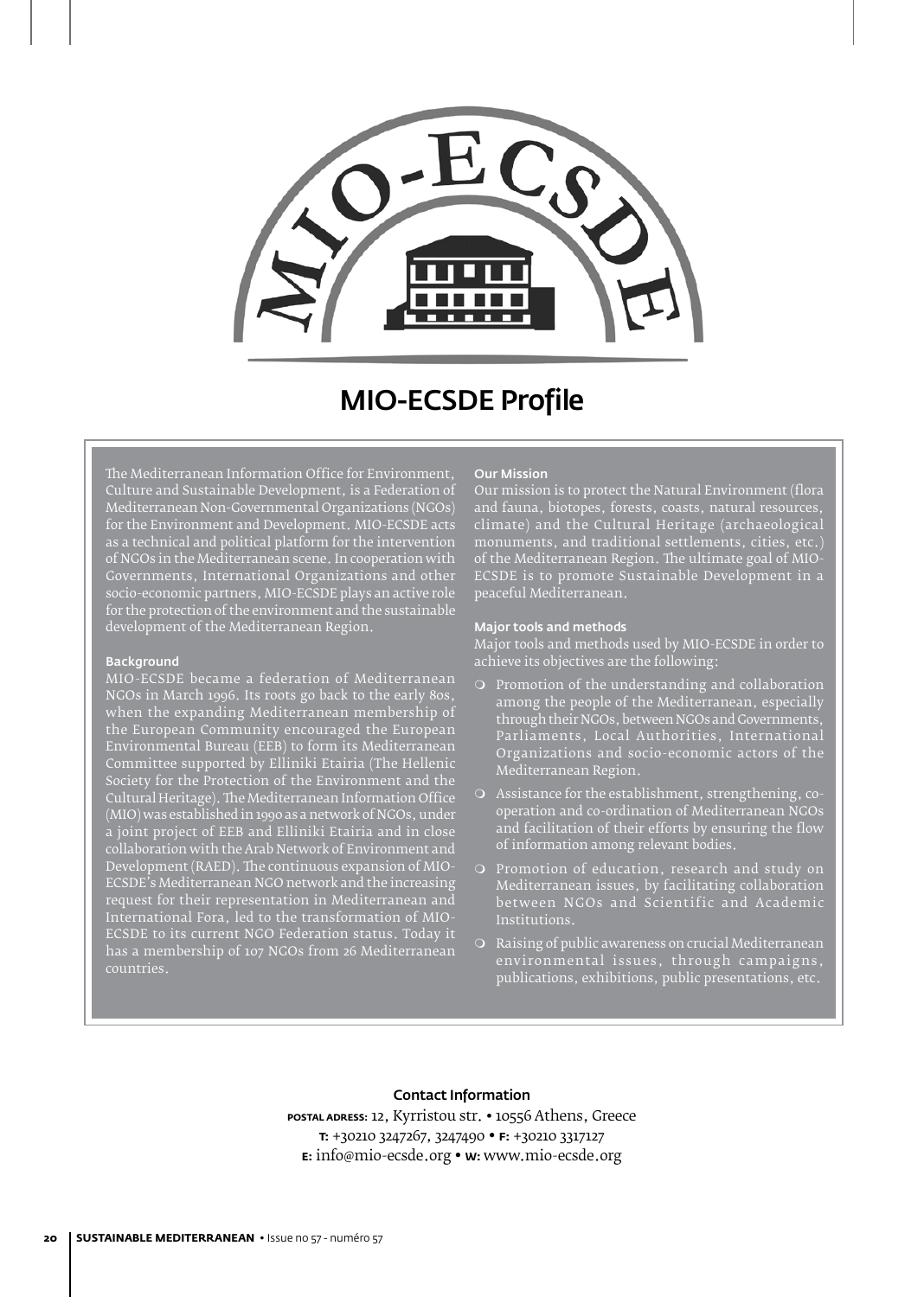# MIO-ECSDE Profile

The Mediterranean Information Office for Environment, Culture and Sustainable Development, is a Federation of Mediterranean Non-Governmental Organizations (NGOs) for the Environment and Development. MIO-ECSDE acts as a technical and political platform for the intervention of NGOs in the Mediterranean scene. In cooperation with Governments, International Organizations and other socio-economic partners, MIO-ECSDE plays an active role for the protection of the environment and the sustainable development of the Mediterranean Region.

### Background

MIO-ECSDE became a federation of Mediterranean NGOs in March 1996. Its roots go back to the early 80s, when the expanding Mediterranean membership of the European Community encouraged the European Environmental Bureau (EEB) to form its Mediterranean Committee supported by Elliniki Etairia (The Hellenic Society for the Protection of the Environment and the Cultural Heritage). The Mediterranean Information Office (MIO) was established in 1990 as a network of NGOs, under a joint project of EEB and Elliniki Etairia and in close collaboration with the Arab Network of Environment and Development (RAED). The continuous expansion of MIO-ECSDE's Mediterranean NGO network and the increasing request for their representation in Mediterranean and International Fora, led to the transformation of MIO-ECSDE to its current NGO Federation status. Today it has a membership of 107 NGOs from 26 Mediterranean countries.

### Our Mission

Our mission is to protect the Natural Environment (flora and fauna, biotopes, forests, coasts, natural resources, climate) and the Cultural Heritage (archaeological monuments, and traditional settlements, cities, etc.) of the Mediterranean Region. The ultimate goal of MIO-ECSDE is to promote Sustainable Development in a peaceful Mediterranean.

### Major tools and methods

Major tools and methods used by MIO-ECSDE in order to achieve its objectives are the following:

- Promotion of the understanding and collaboration among the people of the Mediterranean, especially through their NGOs, between NGOs and Governments, Parliaments, Local Authorities, International Organizations and socio-economic actors of the Mediterranean Region.
- Assistance for the establishment, strengthening, co-operation and co-ordination of Mediterranean NGOs and facilitation of their efforts by ensuring the flow of information among relevant bodies.
- Promotion of education, research and study on Mediterranean issues, by facilitating collaboration between NGOs and Scientific and Academic Institutions.
- Raising of public awareness on crucial Mediterranean environmental issues, through campaigns, publications, exhibitions, public presentations, etc.

### Contact Information

**POSTAL ADRESS:** 12, Kyrristou str. • 10556 Athens, Greece
**T:** +30210 3247267, 3247490 • **F:** +30210 3317127
**E:** info@mio-ecsde.org • **W:** www.mio-ecsde.org